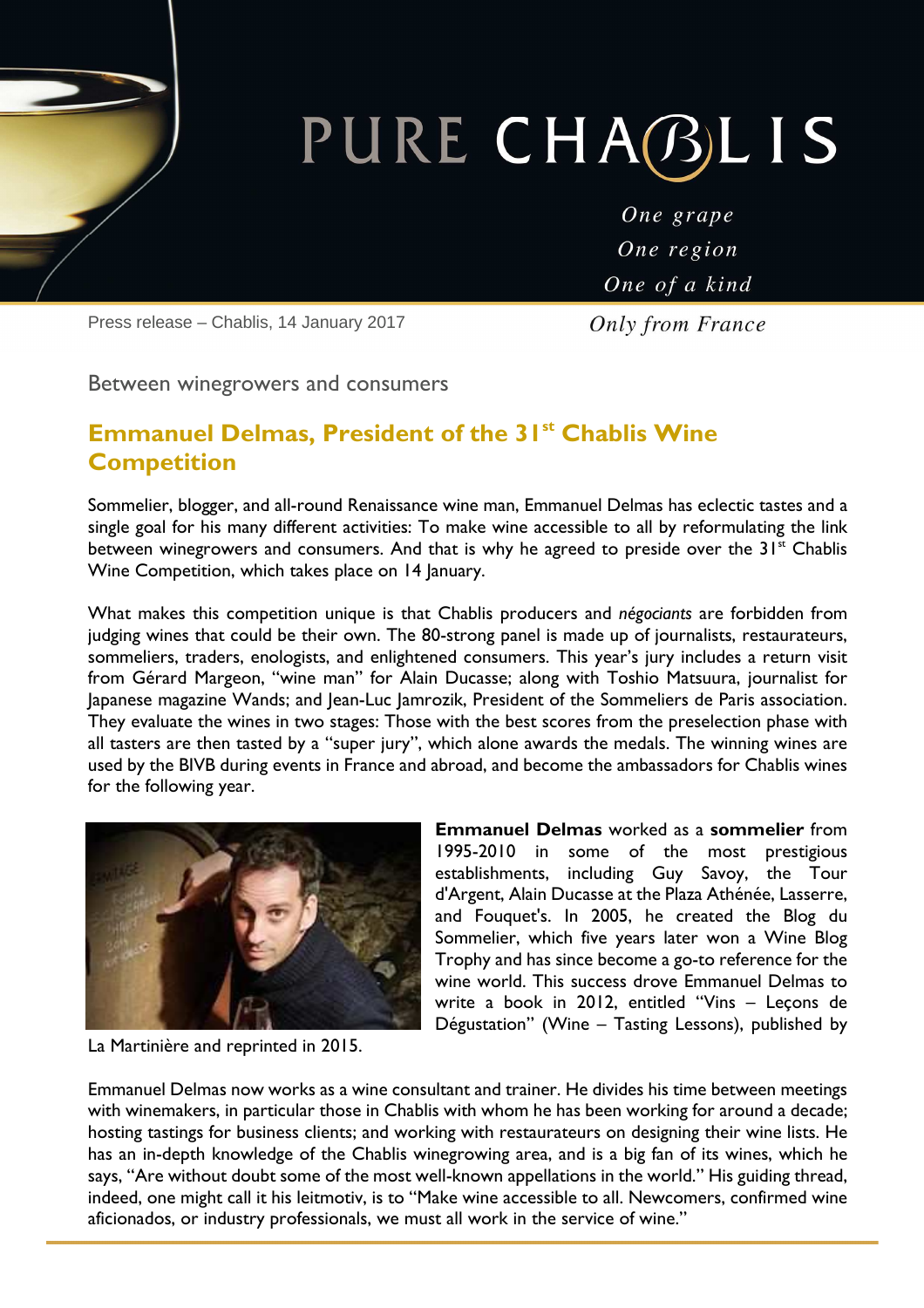# PURE CHABLIS

*One grape*
*One region*
*One of a kind*
*Only from France*

Press release – Chablis, 14 January 2017

Between winegrowers and consumers

## Emmanuel Delmas, President of the 31st Chablis Wine Competition

Sommelier, blogger, and all-round Renaissance wine man, Emmanuel Delmas has eclectic tastes and a single goal for his many different activities: To make wine accessible to all by reformulating the link between winegrowers and consumers. And that is why he agreed to preside over the 31st Chablis Wine Competition, which takes place on 14 January.

What makes this competition unique is that Chablis producers and *négociants* are forbidden from judging wines that could be their own. The 80-strong panel is made up of journalists, restaurateurs, sommeliers, traders, enologists, and enlightened consumers. This year's jury includes a return visit from Gérard Margeon, "wine man" for Alain Ducasse; along with Toshio Matsuura, journalist for Japanese magazine Wands; and Jean-Luc Jamrozik, President of the Sommeliers de Paris association. They evaluate the wines in two stages: Those with the best scores from the preselection phase with all tasters are then tasted by a "super jury", which alone awards the medals. The winning wines are used by the BIVB during events in France and abroad, and become the ambassadors for Chablis wines for the following year.

**Emmanuel Delmas** worked as a **sommelier** from 1995-2010 in some of the most prestigious establishments, including Guy Savoy, the Tour d'Argent, Alain Ducasse at the Plaza Athénée, Lasserre, and Fouquet's. In 2005, he created the Blog du Sommelier, which five years later won a Wine Blog Trophy and has since become a go-to reference for the wine world. This success drove Emmanuel Delmas to write a book in 2012, entitled "Vins – Leçons de Dégustation" (Wine – Tasting Lessons), published by La Martinière and reprinted in 2015.

Emmanuel Delmas now works as a wine consultant and trainer. He divides his time between meetings with winemakers, in particular those in Chablis with whom he has been working for around a decade; hosting tastings for business clients; and working with restaurateurs on designing their wine lists. He has an in-depth knowledge of the Chablis winegrowing area, and is a big fan of its wines, which he says, "Are without doubt some of the most well-known appellations in the world." His guiding thread, indeed, one might call it his leitmotiv, is to "Make wine accessible to all. Newcomers, confirmed wine aficionados, or industry professionals, we must all work in the service of wine."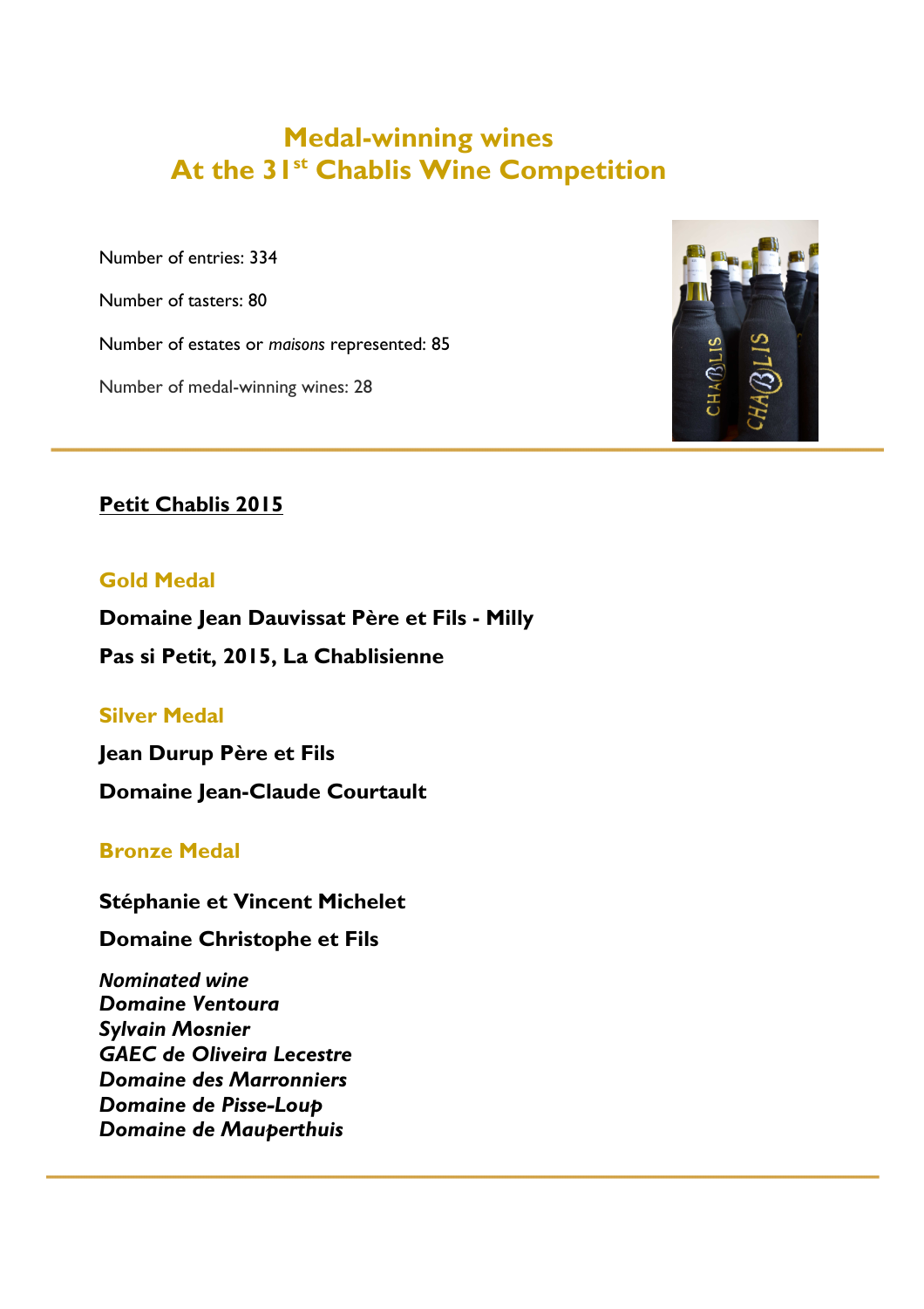# Medal-winning wines
# At the 31st Chablis Wine Competition

Number of entries: 334

Number of tasters: 80

Number of estates or *maisons* represented: 85

Number of medal-winning wines: 28

---

**Petit Chablis 2015**

### Gold Medal

**Domaine Jean Dauvissat Père et Fils - Milly**

**Pas si Petit, 2015, La Chablisienne**

### Silver Medal

**Jean Durup Père et Fils**

**Domaine Jean-Claude Courtault**

### Bronze Medal

**Stéphanie et Vincent Michelet**

**Domaine Christophe et Fils**

***Nominated wine***
***Domaine Ventoura***
***Sylvain Mosnier***
***GAEC de Oliveira Lecestre***
***Domaine des Marronniers***
***Domaine de Pisse-Loup***
***Domaine de Mauperthuis***

---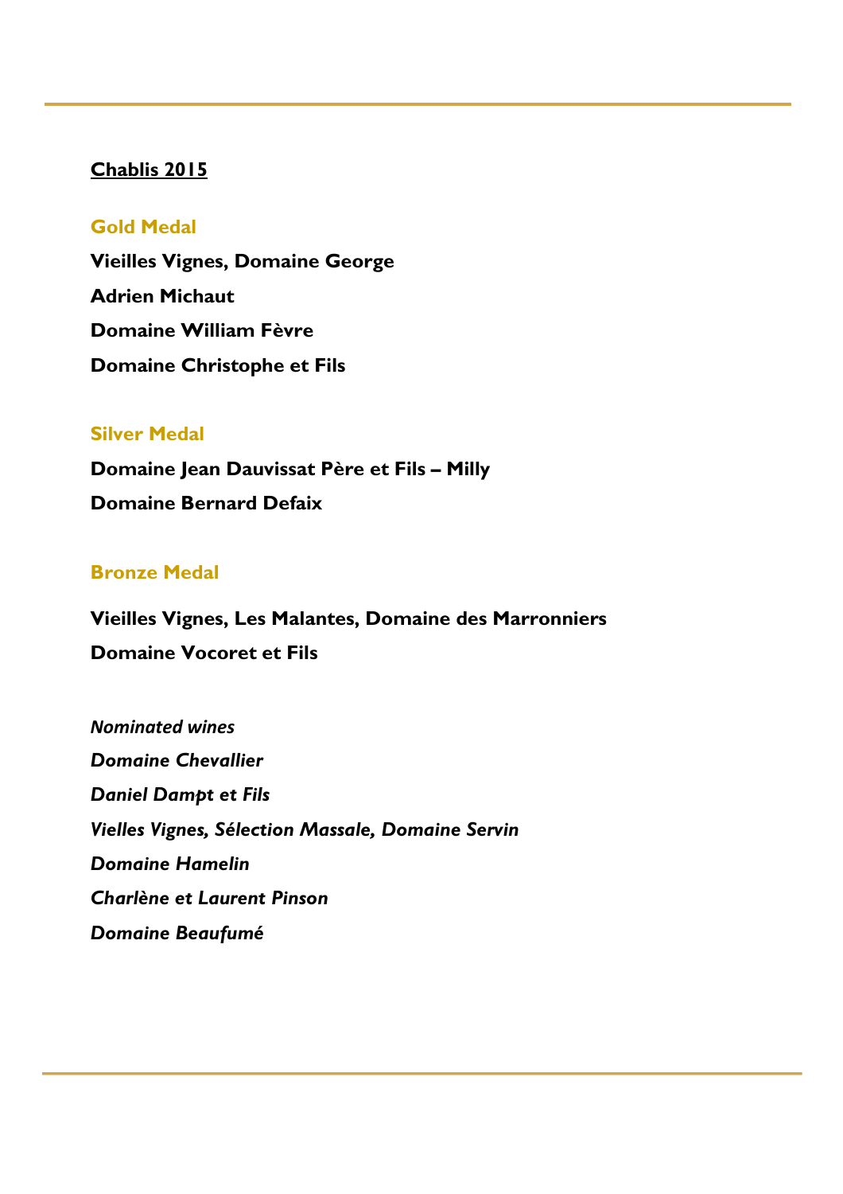## Chablis 2015

### Gold Medal

**Vieilles Vignes, Domaine George**

**Adrien Michaut**

**Domaine William Fèvre**

**Domaine Christophe et Fils**

### Silver Medal

**Domaine Jean Dauvissat Père et Fils – Milly**

**Domaine Bernard Defaix**

### Bronze Medal

**Vieilles Vignes, Les Malantes, Domaine des Marronniers**

**Domaine Vocoret et Fils**

***Nominated wines***

***Domaine Chevallier***

***Daniel Dampt et Fils***

***Vielles Vignes, Sélection Massale, Domaine Servin***

***Domaine Hamelin***

***Charlène et Laurent Pinson***

***Domaine Beaufumé***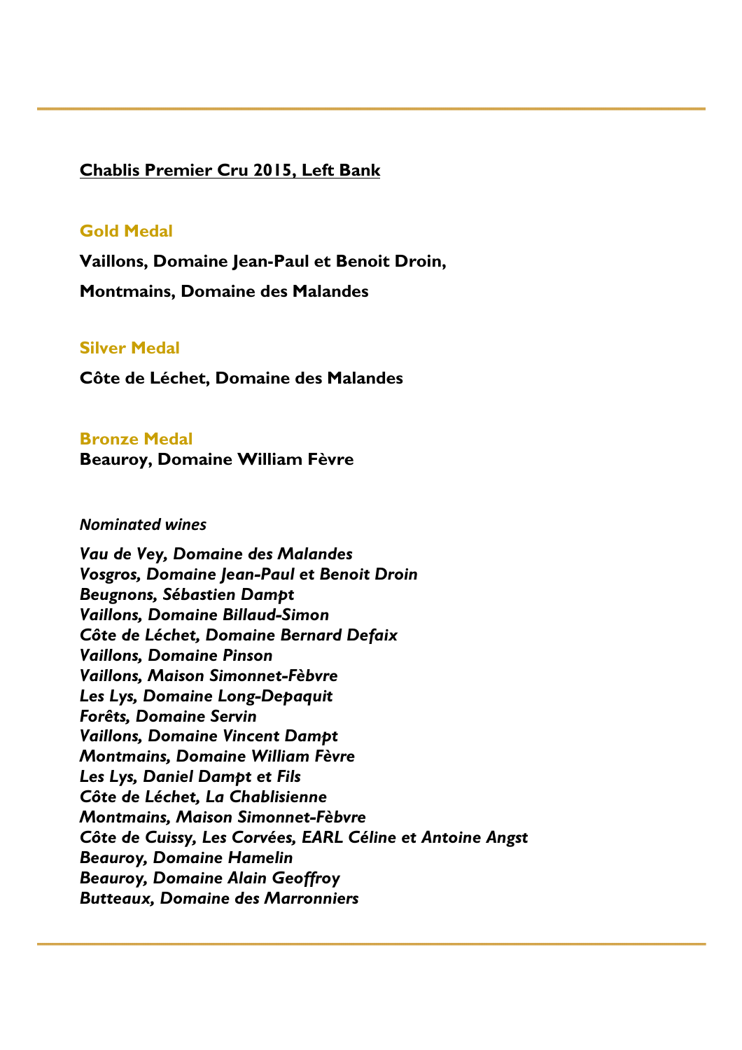**<u>Chablis Premier Cru 2015, Left Bank</u>**

### Gold Medal

**Vaillons, Domaine Jean-Paul et Benoit Droin,**

**Montmains, Domaine des Malandes**

### Silver Medal

**Côte de Léchet, Domaine des Malandes**

### Bronze Medal

**Beauroy, Domaine William Fèvre**

*Nominated wines*

***Vau de Vey, Domaine des Malandes***
***Vosgros, Domaine Jean-Paul et Benoit Droin***
***Beugnons, Sébastien Dampt***
***Vaillons, Domaine Billaud-Simon***
***Côte de Léchet, Domaine Bernard Defaix***
***Vaillons, Domaine Pinson***
***Vaillons, Maison Simonnet-Fèbvre***
***Les Lys, Domaine Long-Depaquit***
***Forêts, Domaine Servin***
***Vaillons, Domaine Vincent Dampt***
***Montmains, Domaine William Fèvre***
***Les Lys, Daniel Dampt et Fils***
***Côte de Léchet, La Chablisienne***
***Montmains, Maison Simonnet-Fèbvre***
***Côte de Cuissy, Les Corvées, EARL Céline et Antoine Angst***
***Beauroy, Domaine Hamelin***
***Beauroy, Domaine Alain Geoffroy***
***Butteaux, Domaine des Marronniers***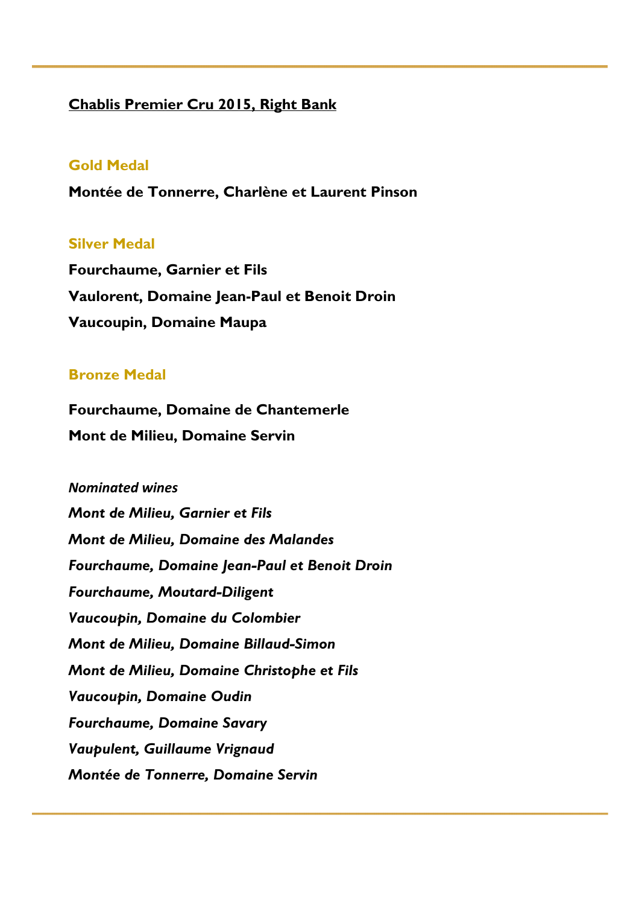## Chablis Premier Cru 2015, Right Bank

### Gold Medal

**Montée de Tonnerre, Charlène et Laurent Pinson**

### Silver Medal

**Fourchaume, Garnier et Fils**

**Vaulorent, Domaine Jean-Paul et Benoit Droin**

**Vaucoupin, Domaine Maupa**

### Bronze Medal

**Fourchaume, Domaine de Chantemerle**

**Mont de Milieu, Domaine Servin**

***Nominated wines***

***Mont de Milieu, Garnier et Fils***

***Mont de Milieu, Domaine des Malandes***

***Fourchaume, Domaine Jean-Paul et Benoit Droin***

***Fourchaume, Moutard-Diligent***

***Vaucoupin, Domaine du Colombier***

***Mont de Milieu, Domaine Billaud-Simon***

***Mont de Milieu, Domaine Christophe et Fils***

***Vaucoupin, Domaine Oudin***

***Fourchaume, Domaine Savary***

***Vaupulent, Guillaume Vrignaud***

***Montée de Tonnerre, Domaine Servin***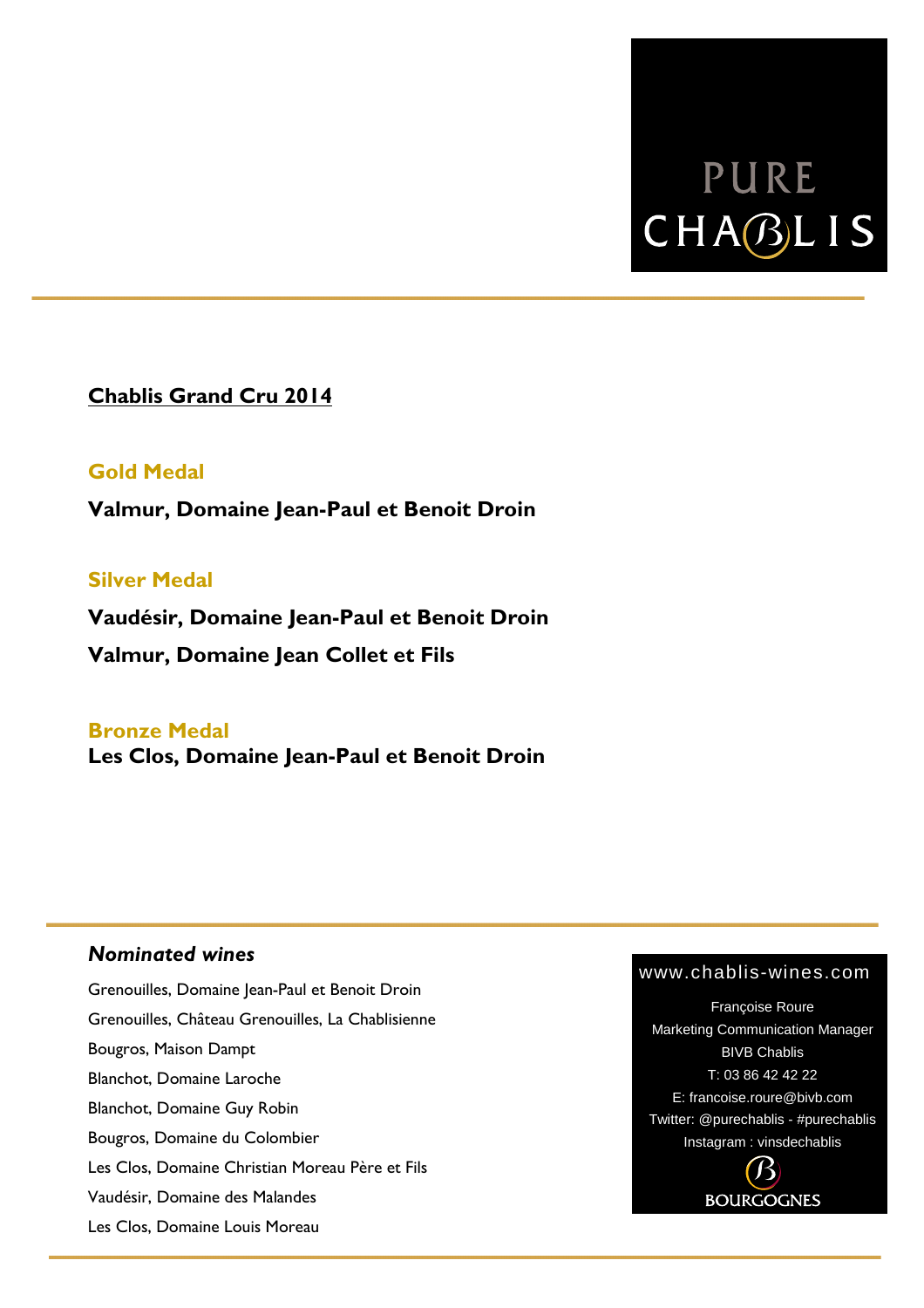PURE CHABLIS

## Chablis Grand Cru 2014

### Gold Medal

**Valmur, Domaine Jean-Paul et Benoit Droin**

### Silver Medal

**Vaudésir, Domaine Jean-Paul et Benoit Droin**

**Valmur, Domaine Jean Collet et Fils**

### Bronze Medal

**Les Clos, Domaine Jean-Paul et Benoit Droin**

### *Nominated wines*

Grenouilles, Domaine Jean-Paul et Benoit Droin

Grenouilles, Château Grenouilles, La Chablisienne

Bougros, Maison Dampt

Blanchot, Domaine Laroche

Blanchot, Domaine Guy Robin

Bougros, Domaine du Colombier

Les Clos, Domaine Christian Moreau Père et Fils

Vaudésir, Domaine des Malandes

Les Clos, Domaine Louis Moreau

www.chablis-wines.com

Françoise Roure
Marketing Communication Manager
BIVB Chablis
T: 03 86 42 42 22
E: francoise.roure@bivb.com
Twitter: @purechablis - #purechablis
Instagram : vinsdechablis

BOURGOGNES